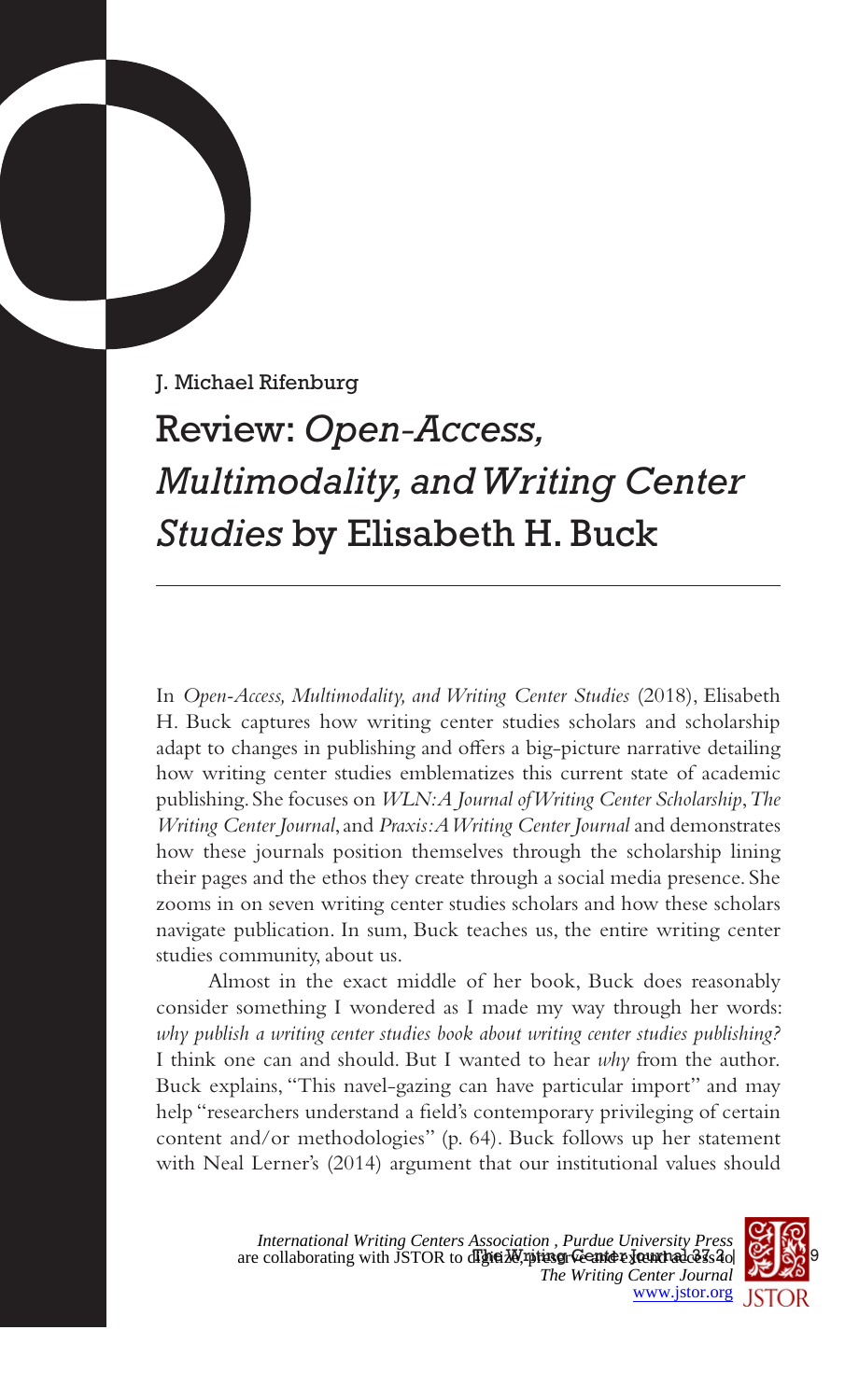J. Michael Rifenburg

# Review: *Open-Access, Multimodality, and Writing Center Studies* by Elisabeth H. Buck

In *Open-Access, Multimodality, and Writing Center Studies* (2018), Elisabeth H. Buck captures how writing center studies scholars and scholarship adapt to changes in publishing and offers a big-picture narrative detailing how writing center studies emblematizes this current state of academic publishing. She focuses on *WLN: A Journal of Writing Center Scholarship*, *The Writing Center Journal*, and *Praxis: A Writing Center Journal* and demonstrates how these journals position themselves through the scholarship lining their pages and the ethos they create through a social media presence. She zooms in on seven writing center studies scholars and how these scholars navigate publication. In sum, Buck teaches us, the entire writing center studies community, about us.

Almost in the exact middle of her book, Buck does reasonably consider something I wondered as I made my way through her words: *why publish a writing center studies book about writing center studies publishing?* I think one can and should. But I wanted to hear *why* from the author. Buck explains, "This navel-gazing can have particular import" and may help "researchers understand a field's contemporary privileging of certain content and/or methodologies" (p. 64). Buck follows up her statement with Neal Lerner's (2014) argument that our institutional values should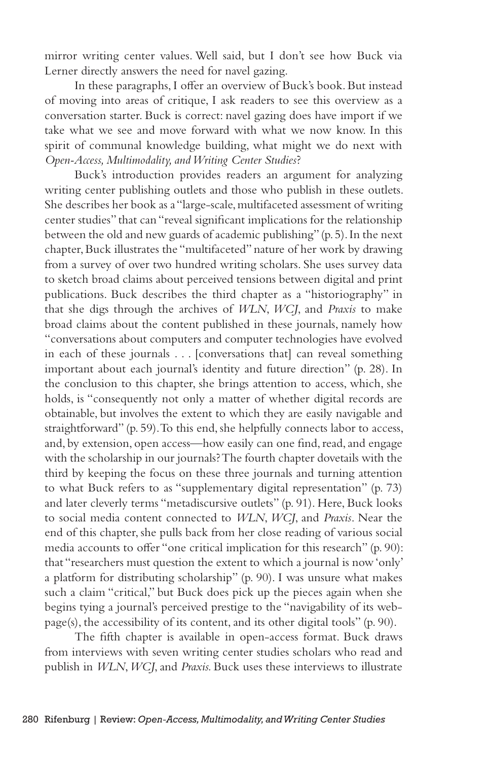mirror writing center values. Well said, but I don't see how Buck via Lerner directly answers the need for navel gazing.

In these paragraphs, I offer an overview of Buck's book. But instead of moving into areas of critique, I ask readers to see this overview as a conversation starter. Buck is correct: navel gazing does have import if we take what we see and move forward with what we now know. In this spirit of communal knowledge building, what might we do next with *Open-Access, Multimodality, and Writing Center Studies*?

Buck's introduction provides readers an argument for analyzing writing center publishing outlets and those who publish in these outlets. She describes her book as a "large-scale, multifaceted assessment of writing center studies" that can "reveal significant implications for the relationship between the old and new guards of academic publishing" (p. 5). In the next chapter, Buck illustrates the "multifaceted" nature of her work by drawing from a survey of over two hundred writing scholars. She uses survey data to sketch broad claims about perceived tensions between digital and print publications. Buck describes the third chapter as a "historiography" in that she digs through the archives of *WLN*, *WCJ*, and *Praxis* to make broad claims about the content published in these journals, namely how "conversations about computers and computer technologies have evolved in each of these journals . . . [conversations that] can reveal something important about each journal's identity and future direction" (p. 28). In the conclusion to this chapter, she brings attention to access, which, she holds, is "consequently not only a matter of whether digital records are obtainable, but involves the extent to which they are easily navigable and straightforward" (p. 59). To this end, she helpfully connects labor to access, and, by extension, open access—how easily can one find, read, and engage with the scholarship in our journals? The fourth chapter dovetails with the third by keeping the focus on these three journals and turning attention to what Buck refers to as "supplementary digital representation" (p. 73) and later cleverly terms "metadiscursive outlets" (p. 91). Here, Buck looks to social media content connected to *WLN*, *WCJ*, and *Praxis*. Near the end of this chapter, she pulls back from her close reading of various social media accounts to offer "one critical implication for this research" (p. 90): that "researchers must question the extent to which a journal is now 'only' a platform for distributing scholarship" (p. 90). I was unsure what makes such a claim "critical," but Buck does pick up the pieces again when she begins tying a journal's perceived prestige to the "navigability of its webpage(s), the accessibility of its content, and its other digital tools" (p. 90).

The fifth chapter is available in open-access format. Buck draws from interviews with seven writing center studies scholars who read and publish in *WLN*, *WCJ*, and *Praxis*. Buck uses these interviews to illustrate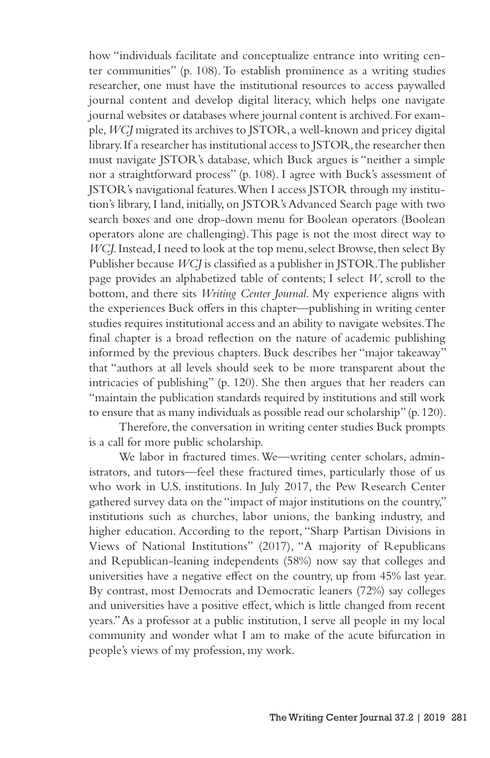how "individuals facilitate and conceptualize entrance into writing center communities" (p. 108). To establish prominence as a writing studies researcher, one must have the institutional resources to access paywalled journal content and develop digital literacy, which helps one navigate journal websites or databases where journal content is archived. For example, *WCJ* migrated its archives to JSTOR, a well-known and pricey digital library. If a researcher has institutional access to JSTOR, the researcher then must navigate JSTOR's database, which Buck argues is "neither a simple nor a straightforward process" (p. 108). I agree with Buck's assessment of JSTOR's navigational features. When I access JSTOR through my institution's library, I land, initially, on JSTOR's Advanced Search page with two search boxes and one drop-down menu for Boolean operators (Boolean operators alone are challenging). This page is not the most direct way to *WCJ*. Instead, I need to look at the top menu, select Browse, then select By Publisher because *WCJ* is classified as a publisher in JSTOR. The publisher page provides an alphabetized table of contents; I select *W*, scroll to the bottom, and there sits *Writing Center Journal*. My experience aligns with the experiences Buck offers in this chapter—publishing in writing center studies requires institutional access and an ability to navigate websites. The final chapter is a broad reflection on the nature of academic publishing informed by the previous chapters. Buck describes her "major takeaway" that "authors at all levels should seek to be more transparent about the intricacies of publishing" (p. 120). She then argues that her readers can "maintain the publication standards required by institutions and still work to ensure that as many individuals as possible read our scholarship" (p. 120).

Therefore, the conversation in writing center studies Buck prompts is a call for more public scholarship.

We labor in fractured times. We—writing center scholars, administrators, and tutors—feel these fractured times, particularly those of us who work in U.S. institutions. In July 2017, the Pew Research Center gathered survey data on the "impact of major institutions on the country," institutions such as churches, labor unions, the banking industry, and higher education. According to the report, "Sharp Partisan Divisions in Views of National Institutions" (2017), "A majority of Republicans and Republican-leaning independents (58%) now say that colleges and universities have a negative effect on the country, up from 45% last year. By contrast, most Democrats and Democratic leaners (72%) say colleges and universities have a positive effect, which is little changed from recent years." As a professor at a public institution, I serve all people in my local community and wonder what I am to make of the acute bifurcation in people's views of my profession, my work.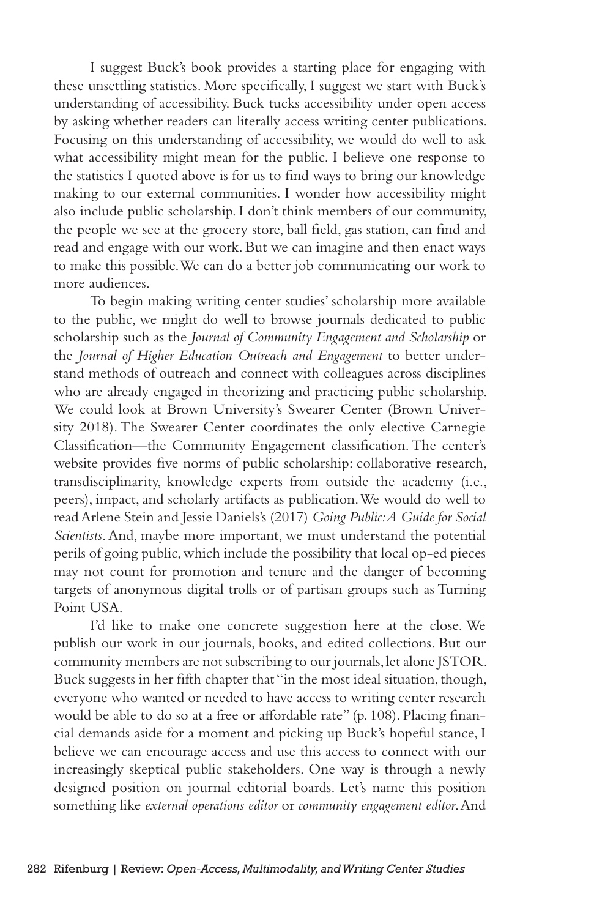I suggest Buck's book provides a starting place for engaging with these unsettling statistics. More specifically, I suggest we start with Buck's understanding of accessibility. Buck tucks accessibility under open access by asking whether readers can literally access writing center publications. Focusing on this understanding of accessibility, we would do well to ask what accessibility might mean for the public. I believe one response to the statistics I quoted above is for us to find ways to bring our knowledge making to our external communities. I wonder how accessibility might also include public scholarship. I don't think members of our community, the people we see at the grocery store, ball field, gas station, can find and read and engage with our work. But we can imagine and then enact ways to make this possible. We can do a better job communicating our work to more audiences.

To begin making writing center studies' scholarship more available to the public, we might do well to browse journals dedicated to public scholarship such as the *Journal of Community Engagement and Scholarship* or the *Journal of Higher Education Outreach and Engagement* to better understand methods of outreach and connect with colleagues across disciplines who are already engaged in theorizing and practicing public scholarship. We could look at Brown University's Swearer Center (Brown University 2018). The Swearer Center coordinates the only elective Carnegie Classification—the Community Engagement classification. The center's website provides five norms of public scholarship: collaborative research, transdisciplinarity, knowledge experts from outside the academy (i.e., peers), impact, and scholarly artifacts as publication. We would do well to read Arlene Stein and Jessie Daniels's (2017) *Going Public: A Guide for Social Scientists*. And, maybe more important, we must understand the potential perils of going public, which include the possibility that local op-ed pieces may not count for promotion and tenure and the danger of becoming targets of anonymous digital trolls or of partisan groups such as Turning Point USA.

I'd like to make one concrete suggestion here at the close. We publish our work in our journals, books, and edited collections. But our community members are not subscribing to our journals, let alone JSTOR. Buck suggests in her fifth chapter that "in the most ideal situation, though, everyone who wanted or needed to have access to writing center research would be able to do so at a free or affordable rate" (p. 108). Placing financial demands aside for a moment and picking up Buck's hopeful stance, I believe we can encourage access and use this access to connect with our increasingly skeptical public stakeholders. One way is through a newly designed position on journal editorial boards. Let's name this position something like *external operations editor* or *community engagement editor*. And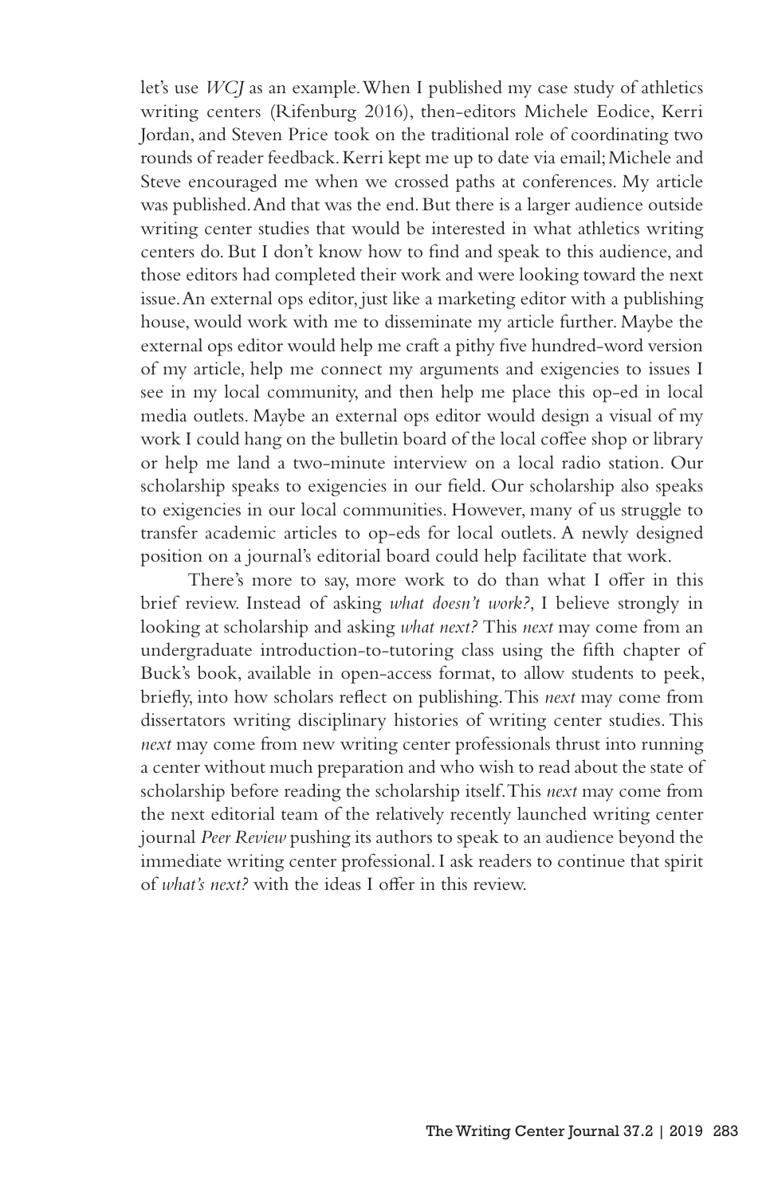let's use *WCJ* as an example. When I published my case study of athletics writing centers (Rifenburg 2016), then-editors Michele Eodice, Kerri Jordan, and Steven Price took on the traditional role of coordinating two rounds of reader feedback. Kerri kept me up to date via email; Michele and Steve encouraged me when we crossed paths at conferences. My article was published. And that was the end. But there is a larger audience outside writing center studies that would be interested in what athletics writing centers do. But I don't know how to find and speak to this audience, and those editors had completed their work and were looking toward the next issue. An external ops editor, just like a marketing editor with a publishing house, would work with me to disseminate my article further. Maybe the external ops editor would help me craft a pithy five hundred-word version of my article, help me connect my arguments and exigencies to issues I see in my local community, and then help me place this op-ed in local media outlets. Maybe an external ops editor would design a visual of my work I could hang on the bulletin board of the local coffee shop or library or help me land a two-minute interview on a local radio station. Our scholarship speaks to exigencies in our field. Our scholarship also speaks to exigencies in our local communities. However, many of us struggle to transfer academic articles to op-eds for local outlets. A newly designed position on a journal's editorial board could help facilitate that work.

There's more to say, more work to do than what I offer in this brief review. Instead of asking *what doesn't work?*, I believe strongly in looking at scholarship and asking *what next?* This *next* may come from an undergraduate introduction-to-tutoring class using the fifth chapter of Buck's book, available in open-access format, to allow students to peek, briefly, into how scholars reflect on publishing. This *next* may come from dissertators writing disciplinary histories of writing center studies. This *next* may come from new writing center professionals thrust into running a center without much preparation and who wish to read about the state of scholarship before reading the scholarship itself. This *next* may come from the next editorial team of the relatively recently launched writing center journal *Peer Review* pushing its authors to speak to an audience beyond the immediate writing center professional. I ask readers to continue that spirit of *what's next?* with the ideas I offer in this review.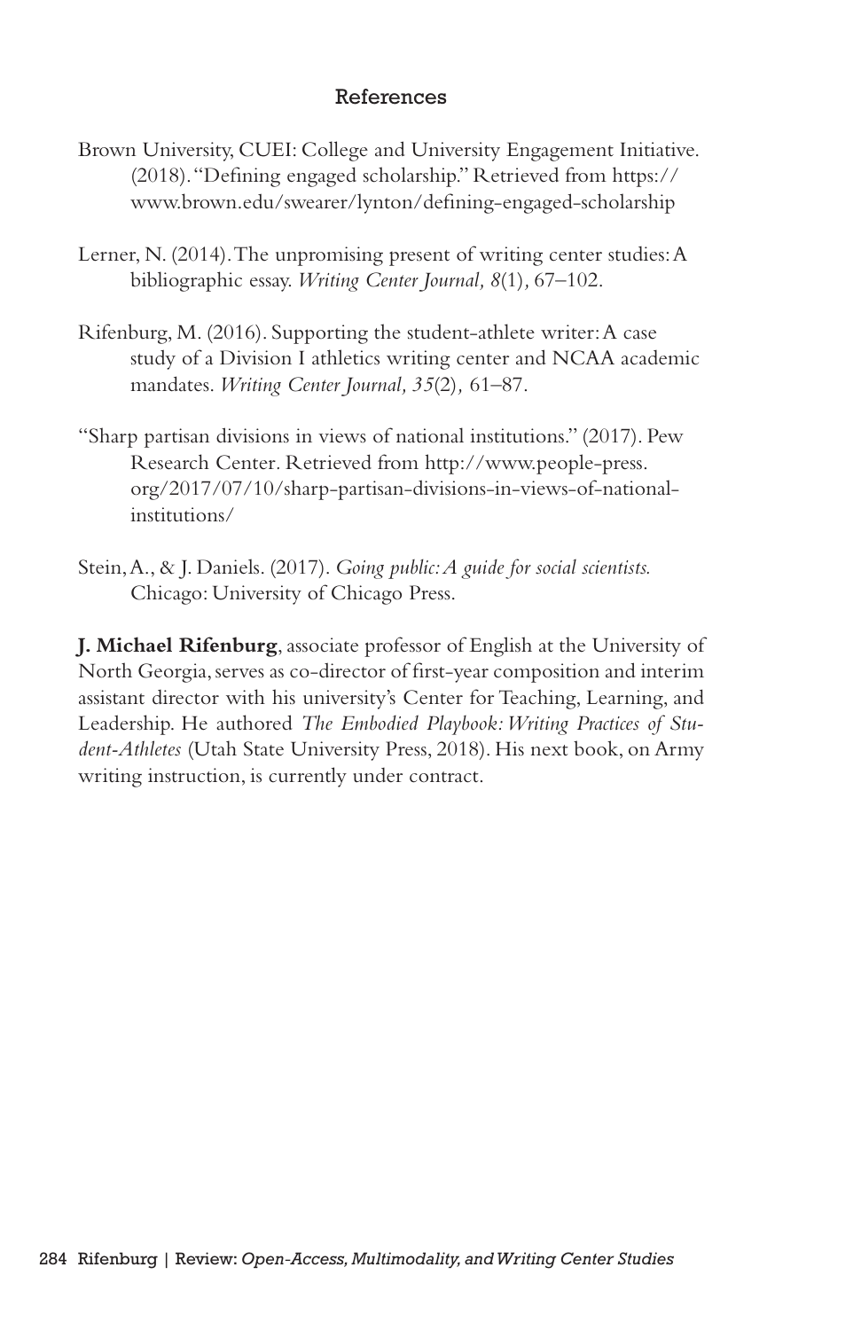## References

Brown University, CUEI: College and University Engagement Initiative. (2018). "Defining engaged scholarship." Retrieved from https://www.brown.edu/swearer/lynton/defining-engaged-scholarship

Lerner, N. (2014). The unpromising present of writing center studies: A bibliographic essay. *Writing Center Journal, 8*(1), 67–102.

Rifenburg, M. (2016). Supporting the student-athlete writer: A case study of a Division I athletics writing center and NCAA academic mandates. *Writing Center Journal, 35*(2), 61–87.

"Sharp partisan divisions in views of national institutions." (2017). Pew Research Center. Retrieved from http://www.people-press.org/2017/07/10/sharp-partisan-divisions-in-views-of-national-institutions/

Stein, A., & J. Daniels. (2017). *Going public: A guide for social scientists.* Chicago: University of Chicago Press.

**J. Michael Rifenburg**, associate professor of English at the University of North Georgia, serves as co-director of first-year composition and interim assistant director with his university's Center for Teaching, Learning, and Leadership. He authored *The Embodied Playbook: Writing Practices of Student-Athletes* (Utah State University Press, 2018). His next book, on Army writing instruction, is currently under contract.